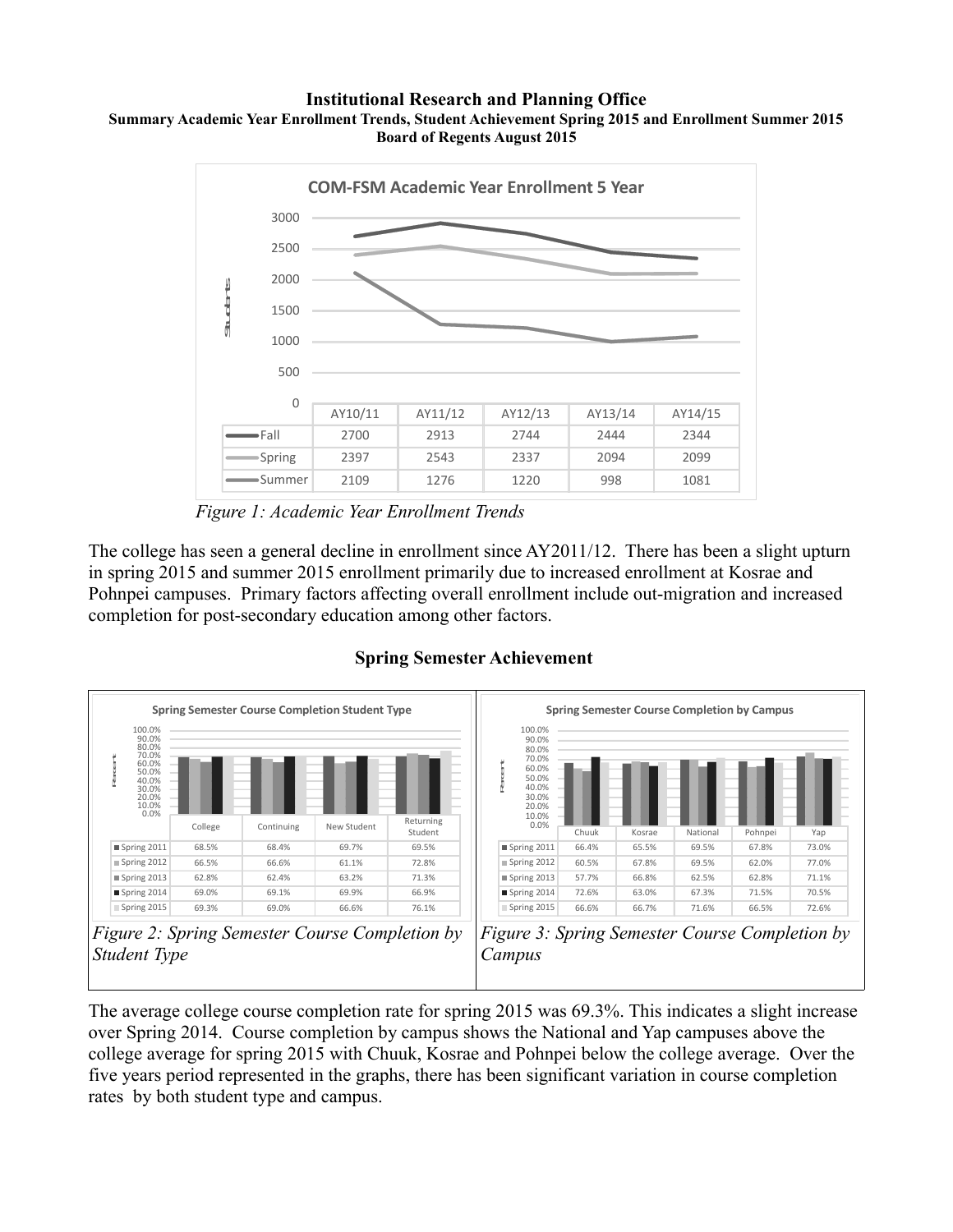**Institutional Research and Planning Office**

**Summary Academic Year Enrollment Trends, Student Achievement Spring 2015 and Enrollment Summer 2015**

**Board of Regents August 2015**

**COM-FSM Academic Year Enrollment 5 Year**

| | AY10/11 | AY11/12 | AY12/13 | AY13/14 | AY14/15 |
|---|---|---|---|---|---|
| Fall | 2700 | 2913 | 2744 | 2444 | 2344 |
| Spring | 2397 | 2543 | 2337 | 2094 | 2099 |
| Summer | 2109 | 1276 | 1220 | 998 | 1081 |

*Figure 1: Academic Year Enrollment Trends*

The college has seen a general decline in enrollment since AY2011/12. There has been a slight upturn in spring 2015 and summer 2015 enrollment primarily due to increased enrollment at Kosrae and Pohnpei campuses. Primary factors affecting overall enrollment include out-migration and increased completion for post-secondary education among other factors.

## Spring Semester Achievement

**Spring Semester Course Completion Student Type**

| | College | Continuing | New Student | Returning Student |
|---|---|---|---|---|
| Spring 2011 | 68.5% | 68.4% | 69.7% | 69.5% |
| Spring 2012 | 66.5% | 66.6% | 61.1% | 72.8% |
| Spring 2013 | 62.8% | 62.4% | 63.2% | 71.3% |
| Spring 2014 | 69.0% | 69.1% | 69.9% | 66.9% |
| Spring 2015 | 69.3% | 69.0% | 66.6% | 76.1% |

*Figure 2: Spring Semester Course Completion by Student Type*

**Spring Semester Course Completion by Campus**

| | Chuuk | Kosrae | National | Pohnpei | Yap |
|---|---|---|---|---|---|
| Spring 2011 | 66.4% | 65.5% | 69.5% | 67.8% | 73.0% |
| Spring 2012 | 60.5% | 67.8% | 69.5% | 62.0% | 77.0% |
| Spring 2013 | 57.7% | 66.8% | 62.5% | 62.8% | 71.1% |
| Spring 2014 | 72.6% | 63.0% | 67.3% | 71.5% | 70.5% |
| Spring 2015 | 66.6% | 66.7% | 71.6% | 66.5% | 72.6% |

*Figure 3: Spring Semester Course Completion by Campus*

The average college course completion rate for spring 2015 was 69.3%. This indicates a slight increase over Spring 2014. Course completion by campus shows the National and Yap campuses above the college average for spring 2015 with Chuuk, Kosrae and Pohnpei below the college average. Over the five years period represented in the graphs, there has been significant variation in course completion rates by both student type and campus.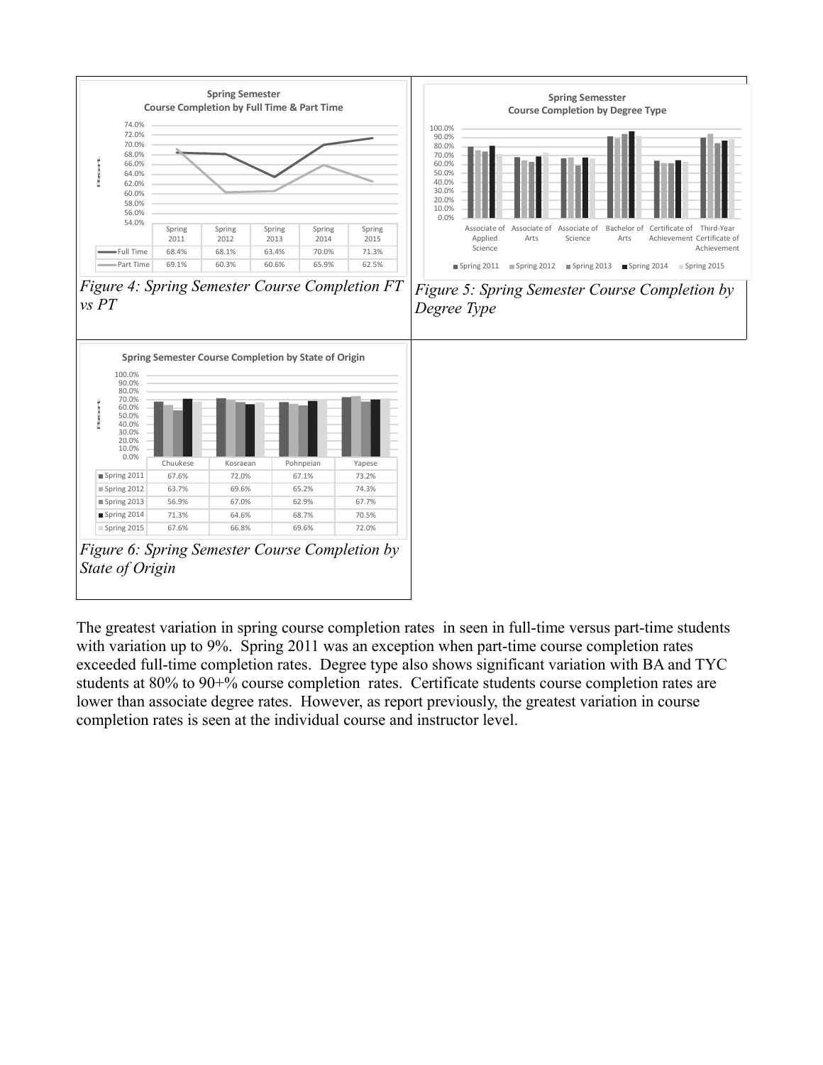**Spring Semester**
**Course Completion by Full Time & Part Time**

| | Spring 2011 | Spring 2012 | Spring 2013 | Spring 2014 | Spring 2015 |
|---|---|---|---|---|---|
| Full Time | 68.4% | 68.1% | 63.4% | 70.0% | 71.3% |
| Part Time | 69.1% | 60.3% | 60.6% | 65.9% | 62.5% |

*Figure 4: Spring Semester Course Completion FT vs PT*

**Spring Semesster**
**Course Completion by Degree Type**

*Figure 5: Spring Semester Course Completion by Degree Type*

**Spring Semester Course Completion by State of Origin**

| | Chuukese | Kosraean | Pohnpeian | Yapese |
|---|---|---|---|---|
| Spring 2011 | 67.6% | 72.0% | 67.1% | 73.2% |
| Spring 2012 | 63.7% | 69.6% | 65.2% | 74.3% |
| Spring 2013 | 56.9% | 67.0% | 62.9% | 67.7% |
| Spring 2014 | 71.3% | 64.6% | 68.7% | 70.5% |
| Spring 2015 | 67.6% | 66.8% | 69.6% | 72.0% |

*Figure 6: Spring Semester Course Completion by State of Origin*

The greatest variation in spring course completion rates in seen in full-time versus part-time students with variation up to 9%. Spring 2011 was an exception when part-time course completion rates exceeded full-time completion rates. Degree type also shows significant variation with BA and TYC students at 80% to 90+% course completion rates. Certificate students course completion rates are lower than associate degree rates. However, as report previously, the greatest variation in course completion rates is seen at the individual course and instructor level.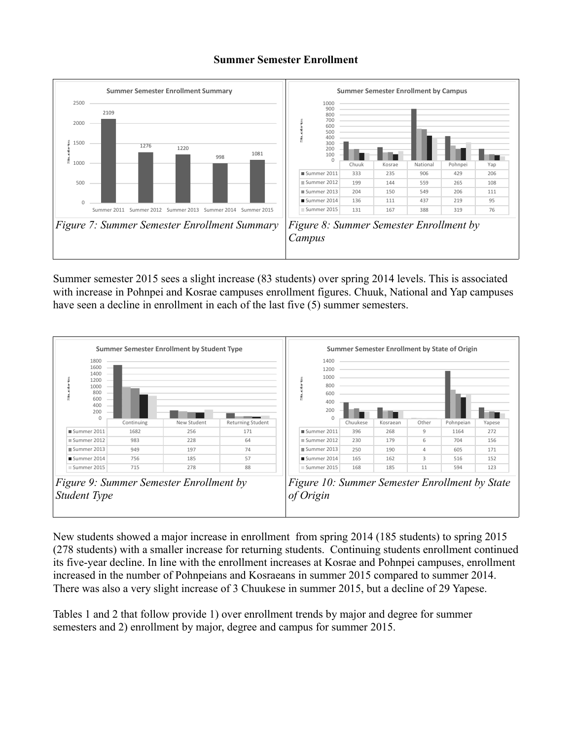## Summary Semester Enrollment

**Summer Semester Enrollment Summary**

| | Summer 2011 | Summer 2012 | Summer 2013 | Summer 2014 | Summer 2015 |
|---|---|---|---|---|---|
| Students | 2109 | 1276 | 1220 | 998 | 1081 |

*Figure 7: Summer Semester Enrollment Summary*

**Summer Semester Enrollment by Campus**

| | Chuuk | Kosrae | National | Pohnpei | Yap |
|---|---|---|---|---|---|
| Summer 2011 | 333 | 235 | 906 | 429 | 206 |
| Summer 2012 | 199 | 144 | 559 | 265 | 108 |
| Summer 2013 | 204 | 150 | 549 | 206 | 111 |
| Summer 2014 | 136 | 111 | 437 | 219 | 95 |
| Summer 2015 | 131 | 167 | 388 | 319 | 76 |

*Figure 8: Summer Semester Enrollment by Campus*

Summer semester 2015 sees a slight increase (83 students) over spring 2014 levels. This is associated with increase in Pohnpei and Kosrae campuses enrollment figures. Chuuk, National and Yap campuses have seen a decline in enrollment in each of the last five (5) summer semesters.

**Summer Semester Enrollment by Student Type**

| | Continuing | New Student | Returning Student |
|---|---|---|---|
| Summer 2011 | 1682 | 256 | 171 |
| Summer 2012 | 983 | 228 | 64 |
| Summer 2013 | 949 | 197 | 74 |
| Summer 2014 | 756 | 185 | 57 |
| Summer 2015 | 715 | 278 | 88 |

*Figure 9: Summer Semester Enrollment by Student Type*

**Summer Semester Enrollment by State of Origin**

| | Chuukese | Kosraean | Other | Pohnpeian | Yapese |
|---|---|---|---|---|---|
| Summer 2011 | 396 | 268 | 9 | 1164 | 272 |
| Summer 2012 | 230 | 179 | 6 | 704 | 156 |
| Summer 2013 | 250 | 190 | 4 | 605 | 171 |
| Summer 2014 | 165 | 162 | 3 | 516 | 152 |
| Summer 2015 | 168 | 185 | 11 | 594 | 123 |

*Figure 10: Summer Semester Enrollment by State of Origin*

New students showed a major increase in enrollment from spring 2014 (185 students) to spring 2015 (278 students) with a smaller increase for returning students. Continuing students enrollment continued its five-year decline. In line with the enrollment increases at Kosrae and Pohnpei campuses, enrollment increased in the number of Pohnpeians and Kosraeans in summer 2015 compared to summer 2014. There was also a very slight increase of 3 Chuukese in summer 2015, but a decline of 29 Yapese.

Tables 1 and 2 that follow provide 1) over enrollment trends by major and degree for summer semesters and 2) enrollment by major, degree and campus for summer 2015.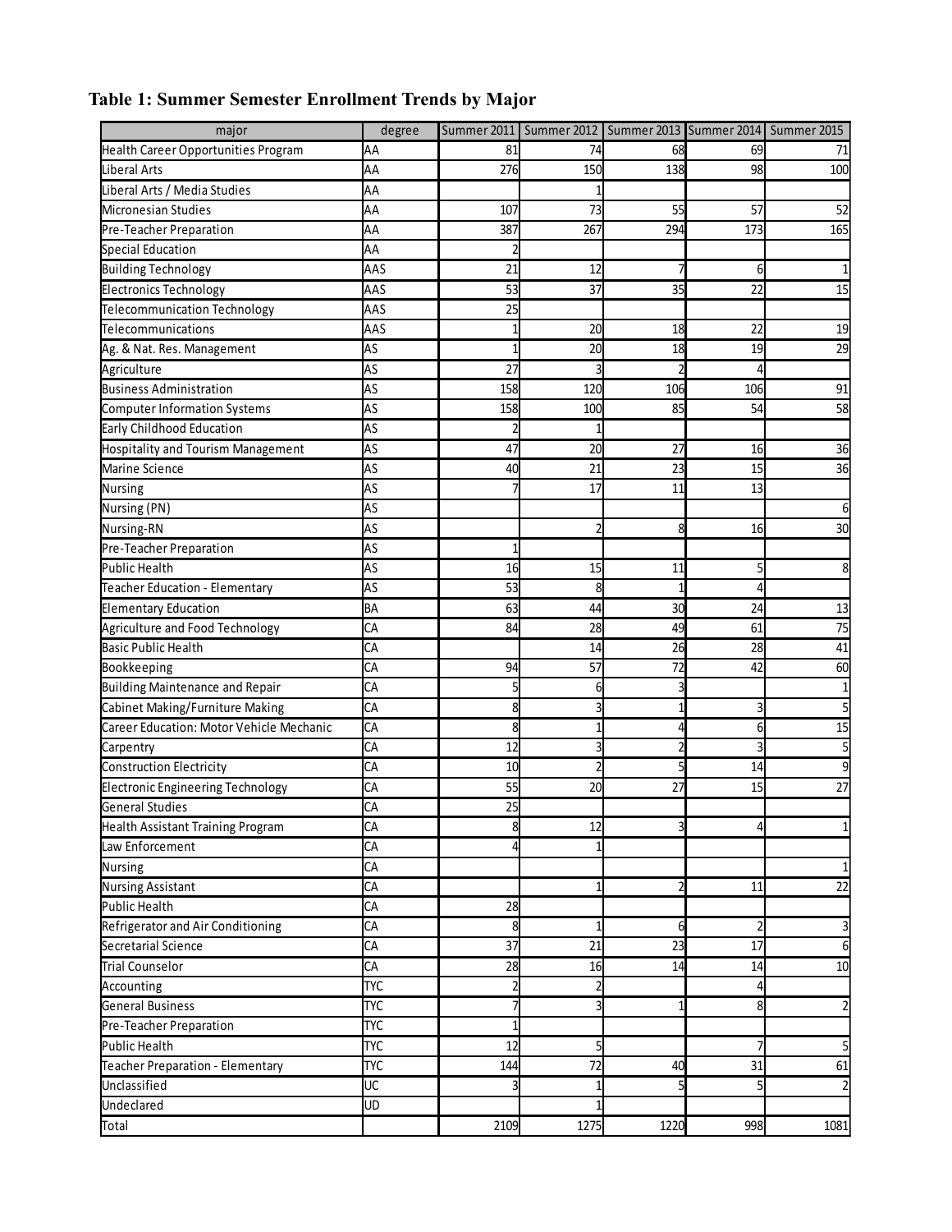**Table 1: Summer Semester Enrollment Trends by Major**

| major | degree | Summer 2011 | Summer 2012 | Summer 2013 | Summer 2014 | Summer 2015 |
|---|---|---|---|---|---|---|
| Health Career Opportunities Program | AA | 81 | 74 | 68 | 69 | 71 |
| Liberal Arts | AA | 276 | 150 | 138 | 98 | 100 |
| Liberal Arts / Media Studies | AA | | 1 | | | |
| Micronesian Studies | AA | 107 | 73 | 55 | 57 | 52 |
| Pre-Teacher Preparation | AA | 387 | 267 | 294 | 173 | 165 |
| Special Education | AA | 2 | | | | |
| Building Technology | AAS | 21 | 12 | 7 | 6 | 1 |
| Electronics Technology | AAS | 53 | 37 | 35 | 22 | 15 |
| Telecommunication Technology | AAS | 25 | | | | |
| Telecommunications | AAS | 1 | 20 | 18 | 22 | 19 |
| Ag. & Nat. Res. Management | AS | 1 | 20 | 18 | 19 | 29 |
| Agriculture | AS | 27 | 3 | 2 | 4 | |
| Business Administration | AS | 158 | 120 | 106 | 106 | 91 |
| Computer Information Systems | AS | 158 | 100 | 85 | 54 | 58 |
| Early Childhood Education | AS | 2 | 1 | | | |
| Hospitality and Tourism Management | AS | 47 | 20 | 27 | 16 | 36 |
| Marine Science | AS | 40 | 21 | 23 | 15 | 36 |
| Nursing | AS | 7 | 17 | 11 | 13 | |
| Nursing (PN) | AS | | | | | 6 |
| Nursing-RN | AS | | 2 | 8 | 16 | 30 |
| Pre-Teacher Preparation | AS | 1 | | | | |
| Public Health | AS | 16 | 15 | 11 | 5 | 8 |
| Teacher Education - Elementary | AS | 53 | 8 | 1 | 4 | |
| Elementary Education | BA | 63 | 44 | 30 | 24 | 13 |
| Agriculture and Food Technology | CA | 84 | 28 | 49 | 61 | 75 |
| Basic Public Health | CA | | 14 | 26 | 28 | 41 |
| Bookkeeping | CA | 94 | 57 | 72 | 42 | 60 |
| Building Maintenance and Repair | CA | 5 | 6 | 3 | | 1 |
| Cabinet Making/Furniture Making | CA | 8 | 3 | 1 | 3 | 5 |
| Career Education: Motor Vehicle Mechanic | CA | 8 | 1 | 4 | 6 | 15 |
| Carpentry | CA | 12 | 3 | 2 | 3 | 5 |
| Construction Electricity | CA | 10 | 2 | 5 | 14 | 9 |
| Electronic Engineering Technology | CA | 55 | 20 | 27 | 15 | 27 |
| General Studies | CA | 25 | | | | |
| Health Assistant Training Program | CA | 8 | 12 | 3 | 4 | 1 |
| Law Enforcement | CA | 4 | 1 | | | |
| Nursing | CA | | | | | 1 |
| Nursing Assistant | CA | | 1 | 2 | 11 | 22 |
| Public Health | CA | 28 | | | | |
| Refrigerator and Air Conditioning | CA | 8 | 1 | 6 | 2 | 3 |
| Secretarial Science | CA | 37 | 21 | 23 | 17 | 6 |
| Trial Counselor | CA | 28 | 16 | 14 | 14 | 10 |
| Accounting | TYC | 2 | 2 | | 4 | |
| General Business | TYC | 7 | 3 | 1 | 8 | 2 |
| Pre-Teacher Preparation | TYC | 1 | | | | |
| Public Health | TYC | 12 | 5 | | 7 | 5 |
| Teacher Preparation - Elementary | TYC | 144 | 72 | 40 | 31 | 61 |
| Unclassified | UC | 3 | 1 | 5 | 5 | 2 |
| Undeclared | UD | | 1 | | | |
| Total | | 2109 | 1275 | 1220 | 998 | 1081 |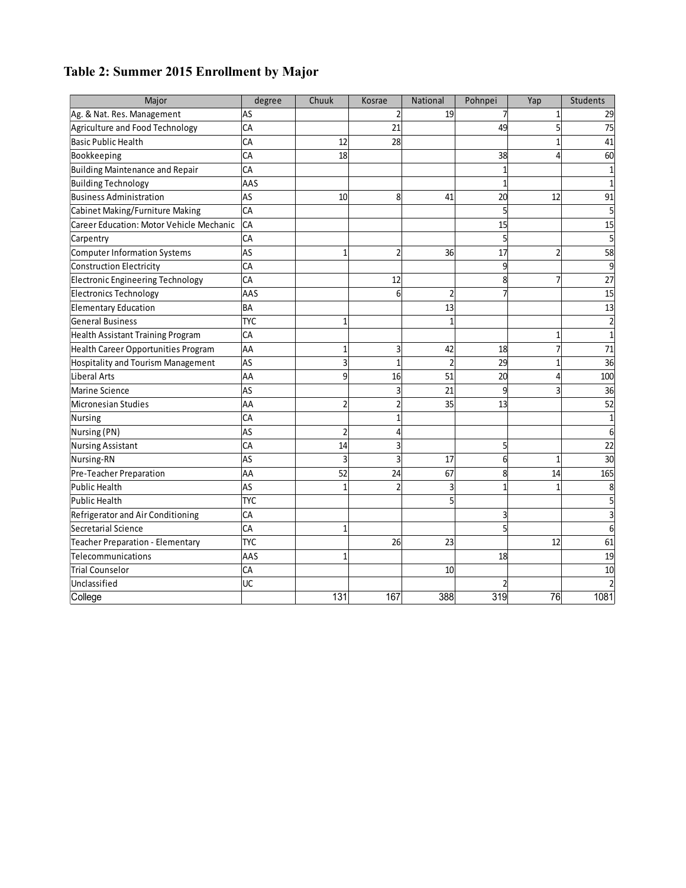## Table 2: Summer 2015 Enrollment by Major

| Major | degree | Chuuk | Kosrae | National | Pohnpei | Yap | Students |
|---|---|---|---|---|---|---|---|
| Ag. & Nat. Res. Management | AS | | 2 | 19 | 7 | 1 | 29 |
| Agriculture and Food Technology | CA | | 21 | | 49 | 5 | 75 |
| Basic Public Health | CA | 12 | 28 | | | 1 | 41 |
| Bookkeeping | CA | 18 | | | 38 | 4 | 60 |
| Building Maintenance and Repair | CA | | | | 1 | | 1 |
| Building Technology | AAS | | | | 1 | | 1 |
| Business Administration | AS | 10 | 8 | 41 | 20 | 12 | 91 |
| Cabinet Making/Furniture Making | CA | | | | 5 | | 5 |
| Career Education: Motor Vehicle Mechanic | CA | | | | 15 | | 15 |
| Carpentry | CA | | | | 5 | | 5 |
| Computer Information Systems | AS | 1 | 2 | 36 | 17 | 2 | 58 |
| Construction Electricity | CA | | | | 9 | | 9 |
| Electronic Engineering Technology | CA | | 12 | | 8 | 7 | 27 |
| Electronics Technology | AAS | | 6 | 2 | 7 | | 15 |
| Elementary Education | BA | | | 13 | | | 13 |
| General Business | TYC | 1 | | 1 | | | 2 |
| Health Assistant Training Program | CA | | | | | 1 | 1 |
| Health Career Opportunities Program | AA | 1 | 3 | 42 | 18 | 7 | 71 |
| Hospitality and Tourism Management | AS | 3 | 1 | 2 | 29 | 1 | 36 |
| Liberal Arts | AA | 9 | 16 | 51 | 20 | 4 | 100 |
| Marine Science | AS | | 3 | 21 | 9 | 3 | 36 |
| Micronesian Studies | AA | 2 | 2 | 35 | 13 | | 52 |
| Nursing | CA | | 1 | | | | 1 |
| Nursing (PN) | AS | 2 | 4 | | | | 6 |
| Nursing Assistant | CA | 14 | 3 | | 5 | | 22 |
| Nursing-RN | AS | 3 | 3 | 17 | 6 | 1 | 30 |
| Pre-Teacher Preparation | AA | 52 | 24 | 67 | 8 | 14 | 165 |
| Public Health | AS | 1 | 2 | 3 | 1 | 1 | 8 |
| Public Health | TYC | | | 5 | | | 5 |
| Refrigerator and Air Conditioning | CA | | | | 3 | | 3 |
| Secretarial Science | CA | 1 | | | 5 | | 6 |
| Teacher Preparation - Elementary | TYC | | 26 | 23 | | 12 | 61 |
| Telecommunications | AAS | 1 | | | 18 | | 19 |
| Trial Counselor | CA | | | 10 | | | 10 |
| Unclassified | UC | | | | 2 | | 2 |
| College | | 131 | 167 | 388 | 319 | 76 | 1081 |